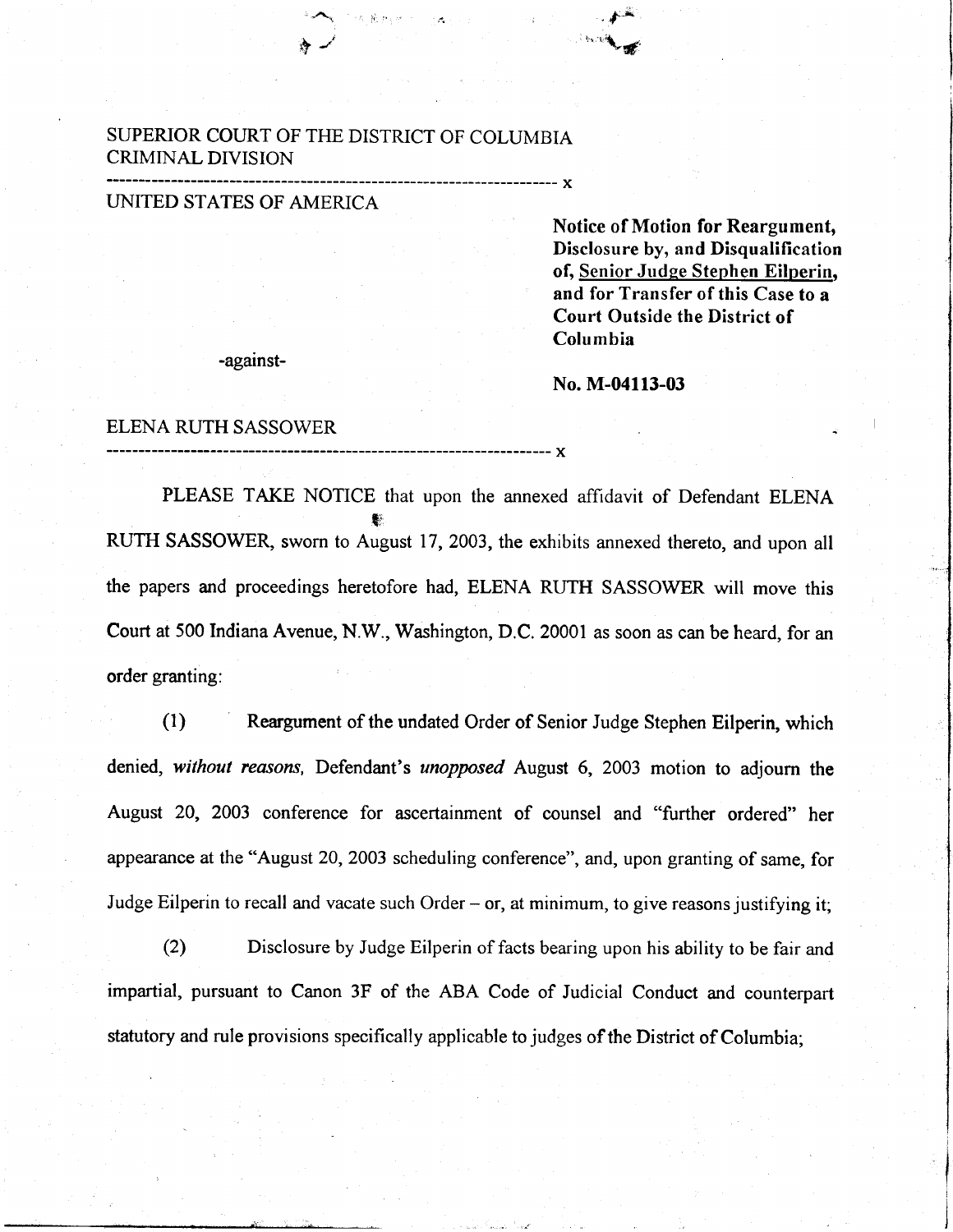SUPERIOR COURT OF THE DISTRICT OF COLUMBIA
CRIMINAL DIVISION

---------------------------------------------------------------------- x

UNITED STATES OF AMERICA

**Notice of Motion for Reargument, Disclosure by, and Disqualification of, Senior Judge Stephen Eilperin, and for Transfer of this Case to a Court Outside the District of Columbia**

-against-

**No. M-04113-03**

ELENA RUTH SASSOWER

---------------------------------------------------------------------- x

PLEASE TAKE NOTICE that upon the annexed affidavit of Defendant ELENA RUTH SASSOWER, sworn to August 17, 2003, the exhibits annexed thereto, and upon all the papers and proceedings heretofore had, ELENA RUTH SASSOWER will move this Court at 500 Indiana Avenue, N.W., Washington, D.C. 20001 as soon as can be heard, for an order granting:

(1) Reargument of the undated Order of Senior Judge Stephen Eilperin, which denied, *without reasons*, Defendant's *unopposed* August 6, 2003 motion to adjourn the August 20, 2003 conference for ascertainment of counsel and "further ordered" her appearance at the "August 20, 2003 scheduling conference", and, upon granting of same, for Judge Eilperin to recall and vacate such Order – or, at minimum, to give reasons justifying it;

(2) Disclosure by Judge Eilperin of facts bearing upon his ability to be fair and impartial, pursuant to Canon 3F of the ABA Code of Judicial Conduct and counterpart statutory and rule provisions specifically applicable to judges of the District of Columbia;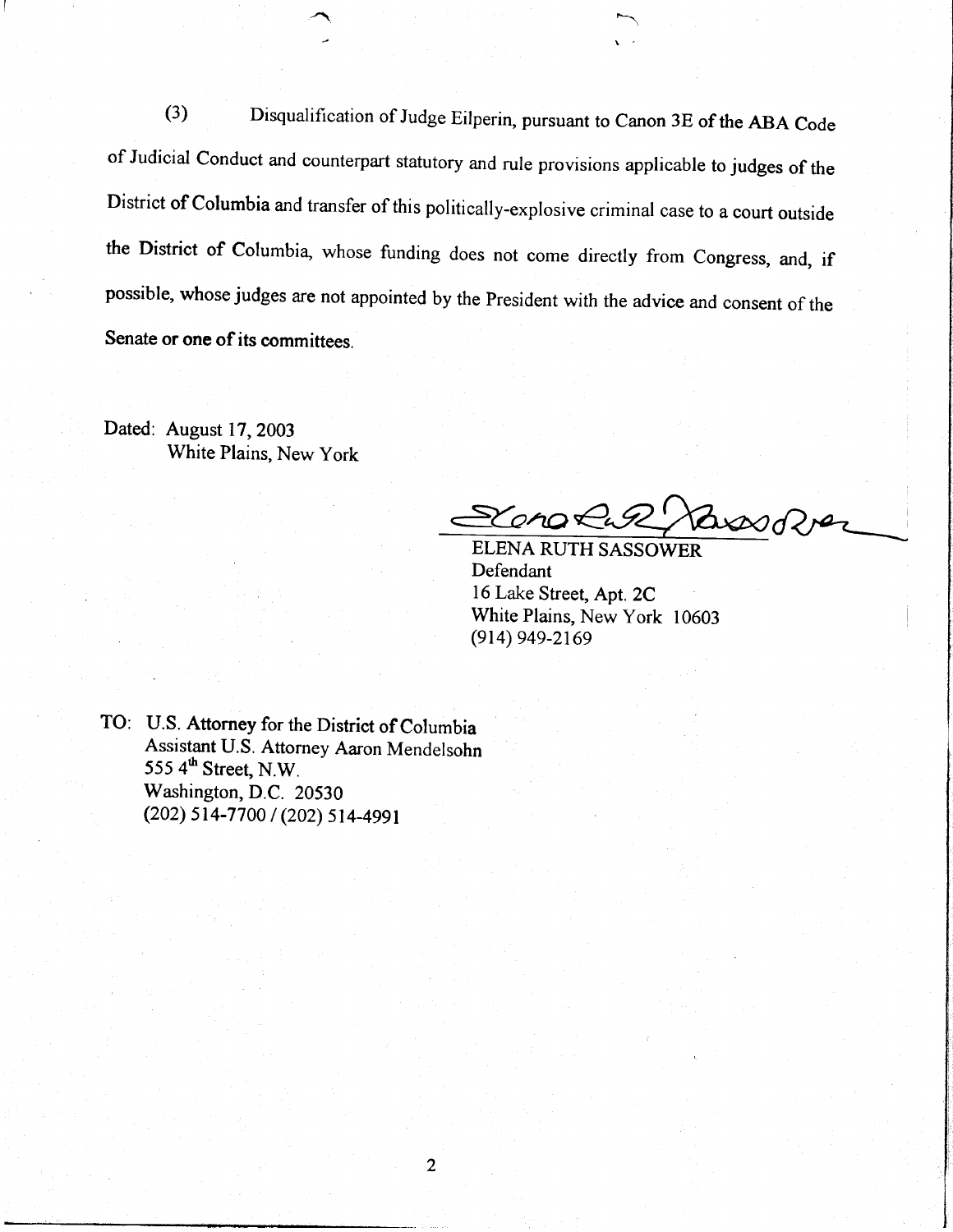(3) Disqualification of Judge Eilperin, pursuant to Canon 3E of the ABA Code of Judicial Conduct and counterpart statutory and rule provisions applicable to judges of the District of Columbia and transfer of this politically-explosive criminal case to a court outside the District of Columbia, whose funding does not come directly from Congress, and, if possible, whose judges are not appointed by the President with the advice and consent of the Senate or one of its committees.

Dated: August 17, 2003
White Plains, New York

ELENA RUTH SASSOWER
Defendant
16 Lake Street, Apt. 2C
White Plains, New York 10603
(914) 949-2169

TO: U.S. Attorney for the District of Columbia
Assistant U.S. Attorney Aaron Mendelsohn
555 4th Street, N.W.
Washington, D.C. 20530
(202) 514-7700 / (202) 514-4991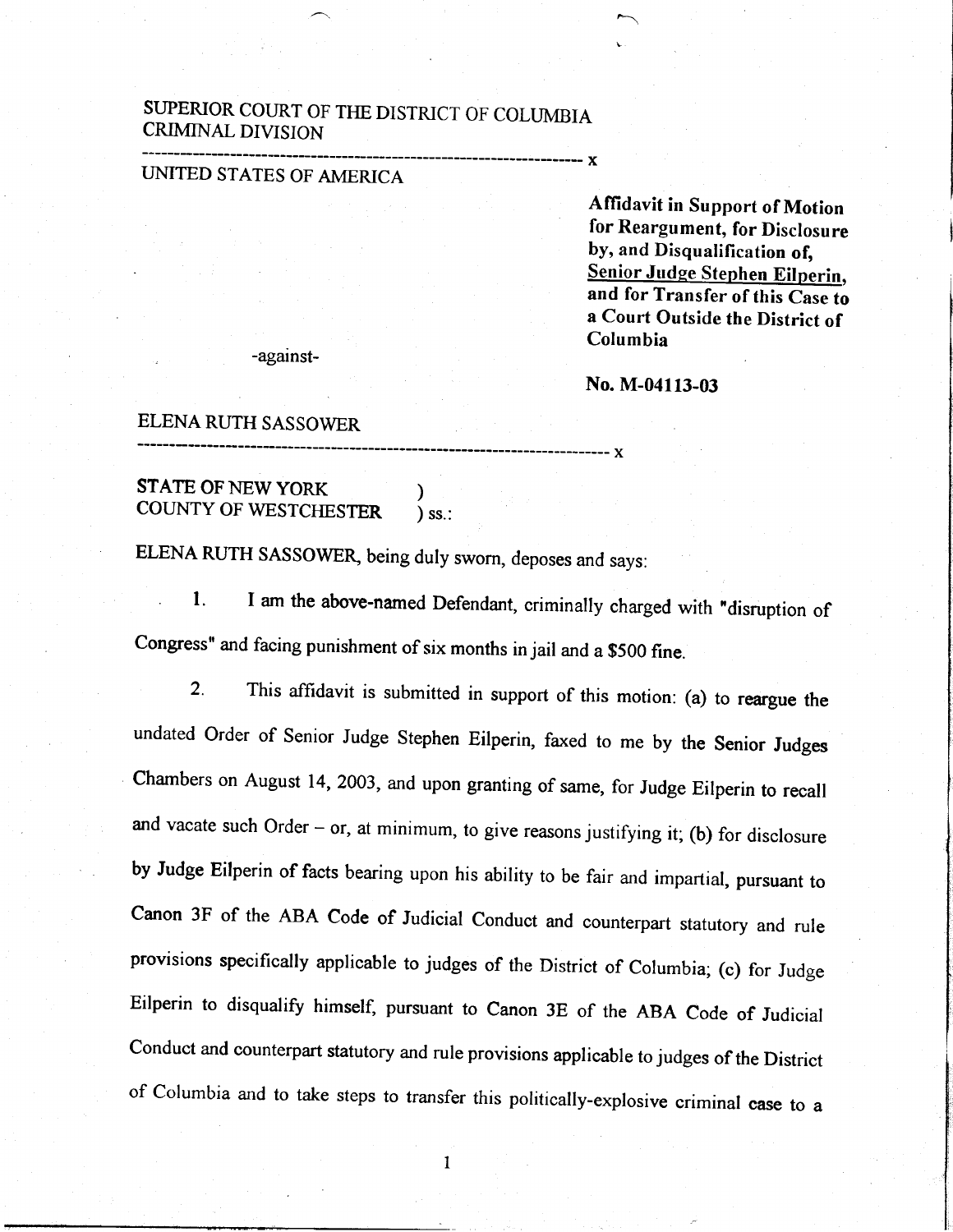SUPERIOR COURT OF THE DISTRICT OF COLUMBIA
CRIMINAL DIVISION

---

UNITED STATES OF AMERICA

**Affidavit in Support of Motion for Reargument, for Disclosure by, and Disqualification of, Senior Judge Stephen Eilperin, and for Transfer of this Case to a Court Outside the District of Columbia**

-against-

**No. M-04113-03**

ELENA RUTH SASSOWER

---

**STATE OF NEW YORK** )
COUNTY OF WESTCHESTER ) ss.:

ELENA RUTH SASSOWER, being duly sworn, deposes and says:

1. I am the above-named Defendant, criminally charged with "disruption of Congress" and facing punishment of six months in jail and a $500 fine.

2. This affidavit is submitted in support of this motion: (a) to reargue the undated Order of Senior Judge Stephen Eilperin, faxed to me by the Senior Judges Chambers on August 14, 2003, and upon granting of same, for Judge Eilperin to recall and vacate such Order – or, at minimum, to give reasons justifying it; (b) for disclosure by Judge Eilperin of facts bearing upon his ability to be fair and impartial, pursuant to Canon 3F of the ABA Code of Judicial Conduct and counterpart statutory and rule provisions specifically applicable to judges of the District of Columbia; (c) for Judge Eilperin to disqualify himself, pursuant to Canon 3E of the ABA Code of Judicial Conduct and counterpart statutory and rule provisions applicable to judges of the District of Columbia and to take steps to transfer this politically-explosive criminal case to a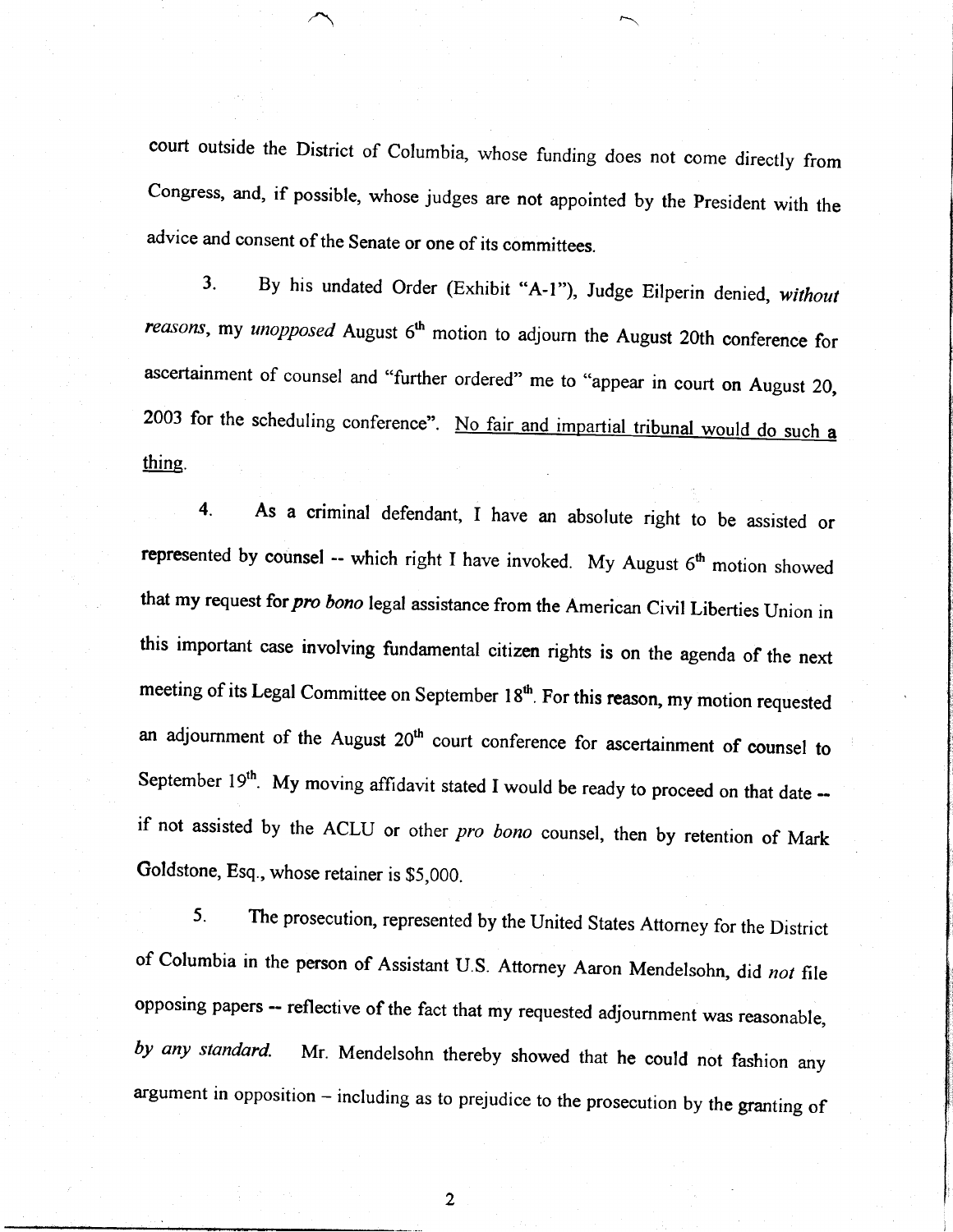court outside the District of Columbia, whose funding does not come directly from Congress, and, if possible, whose judges are not appointed by the President with the advice and consent of the Senate or one of its committees.

3. By his undated Order (Exhibit "A-1"), Judge Eilperin denied, *without reasons*, my *unopposed* August 6th motion to adjourn the August 20th conference for ascertainment of counsel and "further ordered" me to "appear in court on August 20, 2003 for the scheduling conference". <u>No fair and impartial tribunal would do such a thing</u>.

4. As a criminal defendant, I have an absolute right to be assisted or represented by counsel -- which right I have invoked. My August 6th motion showed that my request for *pro bono* legal assistance from the American Civil Liberties Union in this important case involving fundamental citizen rights is on the agenda of the next meeting of its Legal Committee on September 18th. For this reason, my motion requested an adjournment of the August 20th court conference for ascertainment of counsel to September 19th. My moving affidavit stated I would be ready to proceed on that date -- if not assisted by the ACLU or other *pro bono* counsel, then by retention of Mark Goldstone, Esq., whose retainer is $5,000.

5. The prosecution, represented by the United States Attorney for the District of Columbia in the person of Assistant U.S. Attorney Aaron Mendelsohn, did *not* file opposing papers -- reflective of the fact that my requested adjournment was reasonable, *by any standard.* Mr. Mendelsohn thereby showed that he could not fashion any argument in opposition – including as to prejudice to the prosecution by the granting of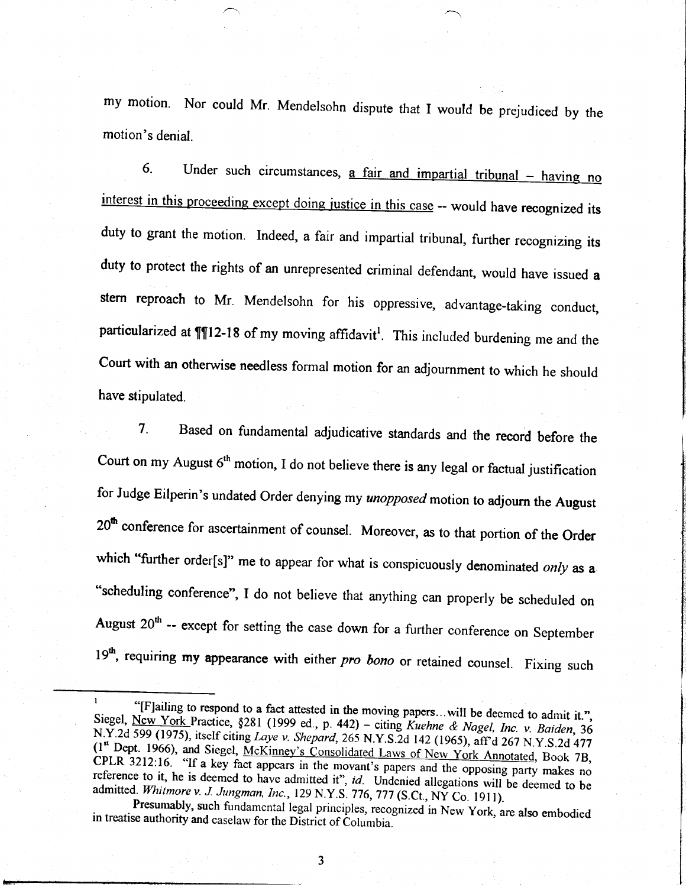my motion. Nor could Mr. Mendelsohn dispute that I would be prejudiced by the motion's denial.

6. Under such circumstances, <u>a fair and impartial tribunal – having no interest in this proceeding except doing justice in this case</u> -- would have recognized its duty to grant the motion. Indeed, a fair and impartial tribunal, further recognizing its duty to protect the rights of an unrepresented criminal defendant, would have issued a stern reproach to Mr. Mendelsohn for his oppressive, advantage-taking conduct, particularized at ¶¶12-18 of my moving affidavit[1]. This included burdening me and the Court with an otherwise needless formal motion for an adjournment to which he should have stipulated.

7. Based on fundamental adjudicative standards and the record before the Court on my August 6th motion, I do not believe there is any legal or factual justification for Judge Eilperin's undated Order denying my *unopposed* motion to adjourn the August 20th conference for ascertainment of counsel. Moreover, as to that portion of the Order which "further order[s]" me to appear for what is conspicuously denominated *only* as a "scheduling conference", I do not believe that anything can properly be scheduled on August 20th -- except for setting the case down for a further conference on September 19th, requiring my appearance with either *pro bono* or retained counsel. Fixing such

---

[1] "[F]ailing to respond to a fact attested in the moving papers...will be deemed to admit it.", Siegel, <u>New York</u> Practice, §281 (1999 ed., p. 442) – citing *Kuehne & Nagel, Inc. v. Baiden*, 36 N.Y.2d 599 (1975), itself citing *Laye v. Shepard*, 265 N.Y.S.2d 142 (1965), aff'd 267 N.Y.S.2d 477 (1st Dept. 1966), and Siegel, <u>McKinney's Consolidated Laws of New York Annotated</u>, Book 7B, CPLR 3212:16. "If a key fact appears in the movant's papers and the opposing party makes no reference to it, he is deemed to have admitted it", *id*. Undenied allegations will be deemed to be admitted. *Whitmore v. J. Jungman, Inc.*, 129 N.Y.S. 776, 777 (S.Ct., NY Co. 1911).

Presumably, such fundamental legal principles, recognized in New York, are also embodied in treatise authority and caselaw for the District of Columbia.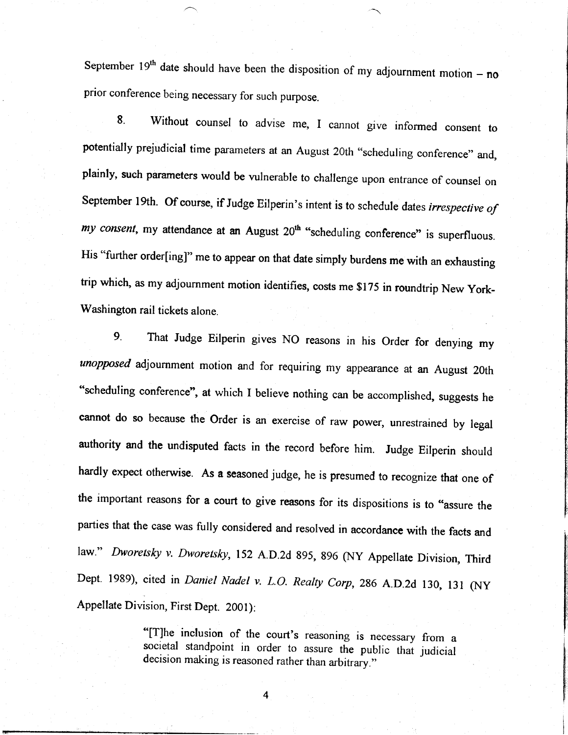September 19th date should have been the disposition of my adjournment motion – **no** prior conference being necessary for such purpose.

8. Without counsel to advise me, I cannot give informed consent to potentially prejudicial time parameters at an August 20th "scheduling conference" and, plainly, such parameters would be vulnerable to challenge upon entrance of counsel on September 19th. Of course, if Judge Eilperin's intent is to schedule dates *irrespective of my consent*, my attendance at an August 20th "scheduling conference" is superfluous. His "further order[ing]" me to appear on that date simply burdens me with an exhausting trip which, as my adjournment motion identifies, costs me $175 in roundtrip New York-Washington rail tickets alone.

9. That Judge Eilperin gives NO reasons in his Order for denying my *unopposed* adjournment motion and for requiring my appearance at an August 20th "scheduling conference", at which I believe nothing can be accomplished, suggests he cannot do so because the Order is an exercise of raw power, unrestrained by legal authority and the undisputed facts in the record before him. Judge Eilperin should hardly expect otherwise. As a seasoned judge, he is presumed to recognize that one of the important reasons for a court to give reasons for its dispositions is to "assure the parties that the case was fully considered and resolved in accordance with the facts and law." *Dworetsky v. Dworetsky*, 152 A.D.2d 895, 896 (NY Appellate Division, Third Dept. 1989), cited in *Daniel Nadel v. L.O. Realty Corp*, 286 A.D.2d 130, 131 (NY Appellate Division, First Dept. 2001):

> "[T]he inclusion of the court's reasoning is necessary from a societal standpoint in order to assure the public that judicial decision making is reasoned rather than arbitrary."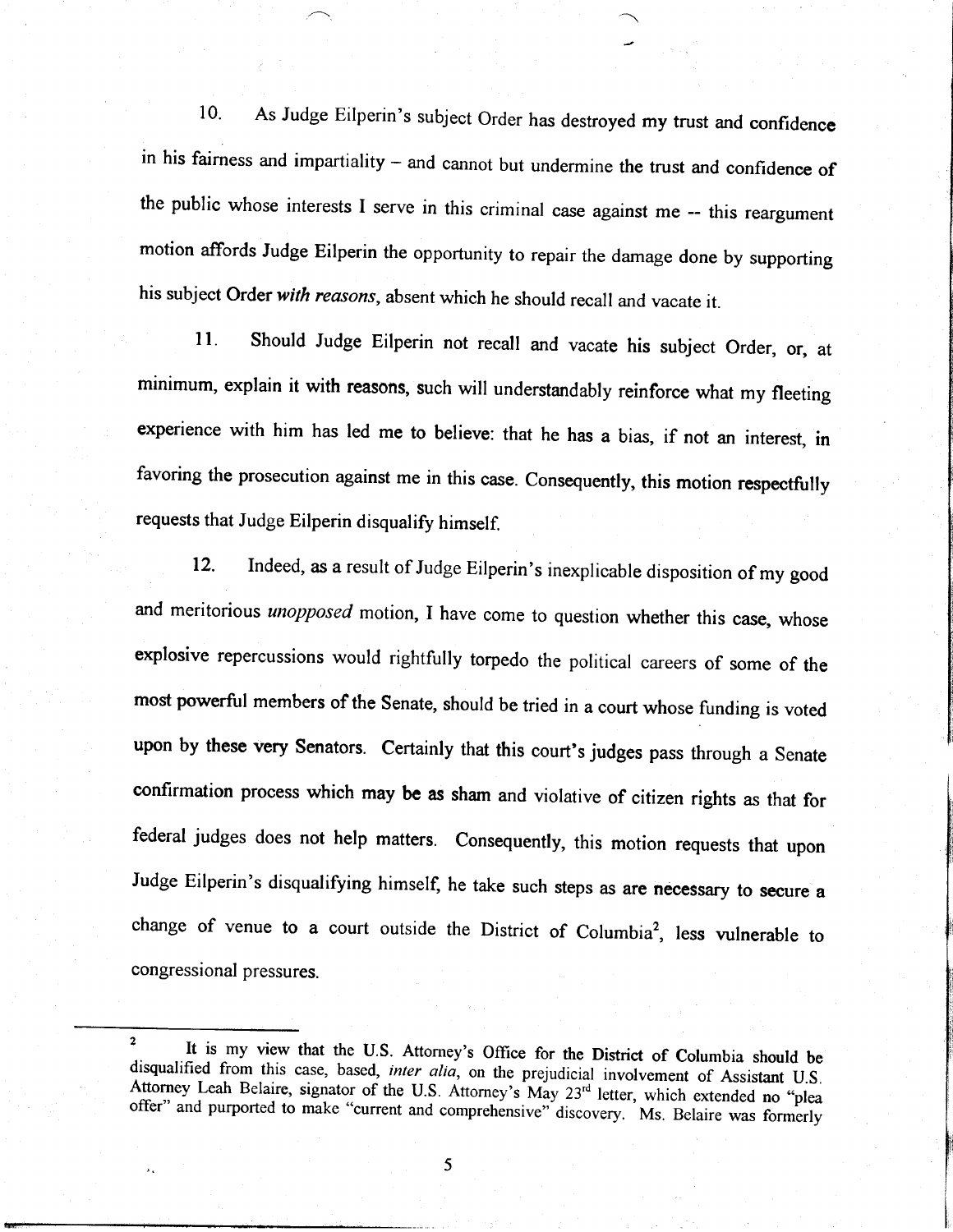10. As Judge Eilperin's subject Order has destroyed my trust and confidence in his fairness and impartiality – and cannot but undermine the trust and confidence of the public whose interests I serve in this criminal case against me -- this reargument motion affords Judge Eilperin the opportunity to repair the damage done by supporting his subject Order *with reasons*, absent which he should recall and vacate it.

11. Should Judge Eilperin not recall and vacate his subject Order, or, at minimum, explain it with reasons, such will understandably reinforce what my fleeting experience with him has led me to believe: that he has a bias, if not an interest, in favoring the prosecution against me in this case. Consequently, this motion respectfully requests that Judge Eilperin disqualify himself.

12. Indeed, as a result of Judge Eilperin's inexplicable disposition of my good and meritorious *unopposed* motion, I have come to question whether this case, whose explosive repercussions would rightfully torpedo the political careers of some of the most powerful members of the Senate, should be tried in a court whose funding is voted upon by these very Senators. Certainly that this court's judges pass through a Senate confirmation process which may be as sham and violative of citizen rights as that for federal judges does not help matters. Consequently, this motion requests that upon Judge Eilperin's disqualifying himself, he take such steps as are necessary to secure a change of venue to a court outside the District of Columbia[2], less vulnerable to congressional pressures.

---

[2] It is my view that the U.S. Attorney's Office for the District of Columbia should be disqualified from this case, based, *inter alia*, on the prejudicial involvement of Assistant U.S. Attorney Leah Belaire, signator of the U.S. Attorney's May 23rd letter, which extended no "plea offer" and purported to make "current and comprehensive" discovery. Ms. Belaire was formerly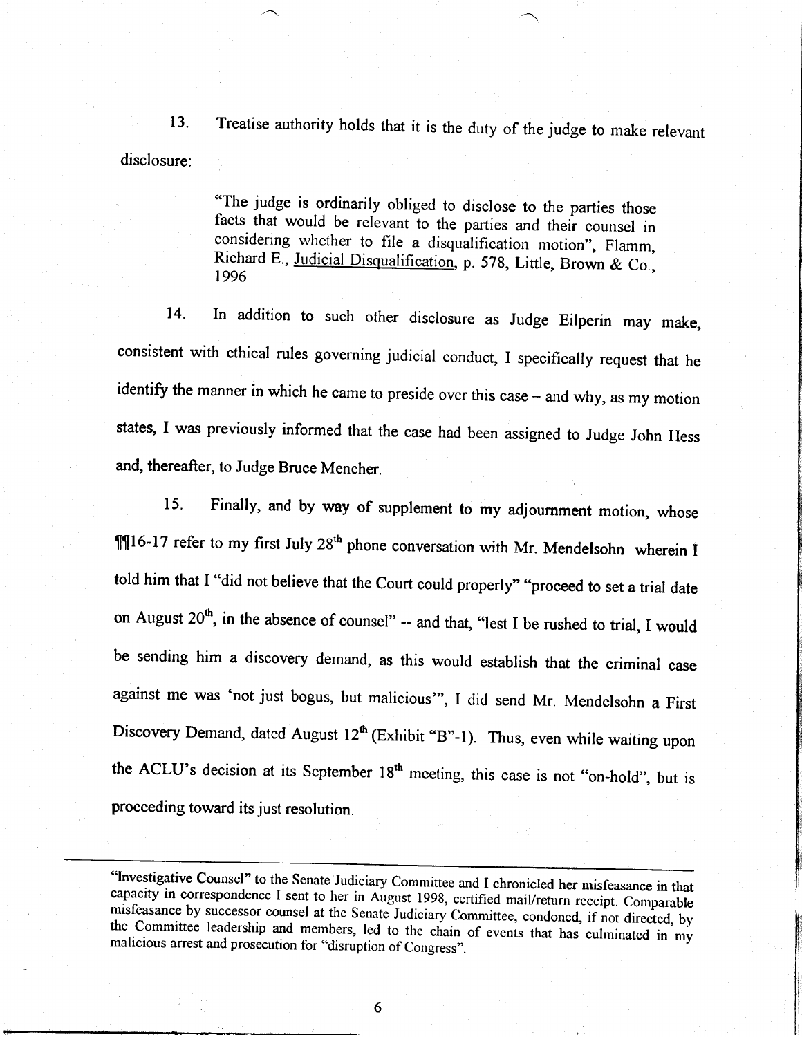13. Treatise authority holds that it is the duty of the judge to make relevant disclosure:

> "The judge is ordinarily obliged to disclose to the parties those facts that would be relevant to the parties and their counsel in considering whether to file a disqualification motion", Flamm, Richard E., Judicial Disqualification, p. 578, Little, Brown & Co., 1996

14. In addition to such other disclosure as Judge Eilperin may make, consistent with ethical rules governing judicial conduct, I specifically request that he identify the manner in which he came to preside over this case – and why, as my motion states, I was previously informed that the case had been assigned to Judge John Hess and, thereafter, to Judge Bruce Mencher.

15. Finally, and by way of supplement to my adjournment motion, whose ¶¶16-17 refer to my first July 28th phone conversation with Mr. Mendelsohn wherein I told him that I "did not believe that the Court could properly" "proceed to set a trial date on August 20th, in the absence of counsel" -- and that, "lest I be rushed to trial, I would be sending him a discovery demand, as this would establish that the criminal case against me was 'not just bogus, but malicious'", I did send Mr. Mendelsohn a First Discovery Demand, dated August 12th (Exhibit "B"-1). Thus, even while waiting upon the ACLU's decision at its September 18th meeting, this case is not "on-hold", but is proceeding toward its just resolution.

---

"Investigative Counsel" to the Senate Judiciary Committee and I chronicled her misfeasance in that capacity in correspondence I sent to her in August 1998, certified mail/return receipt. Comparable misfeasance by successor counsel at the Senate Judiciary Committee, condoned, if not directed, by the Committee leadership and members, led to the chain of events that has culminated in my malicious arrest and prosecution for "disruption of Congress".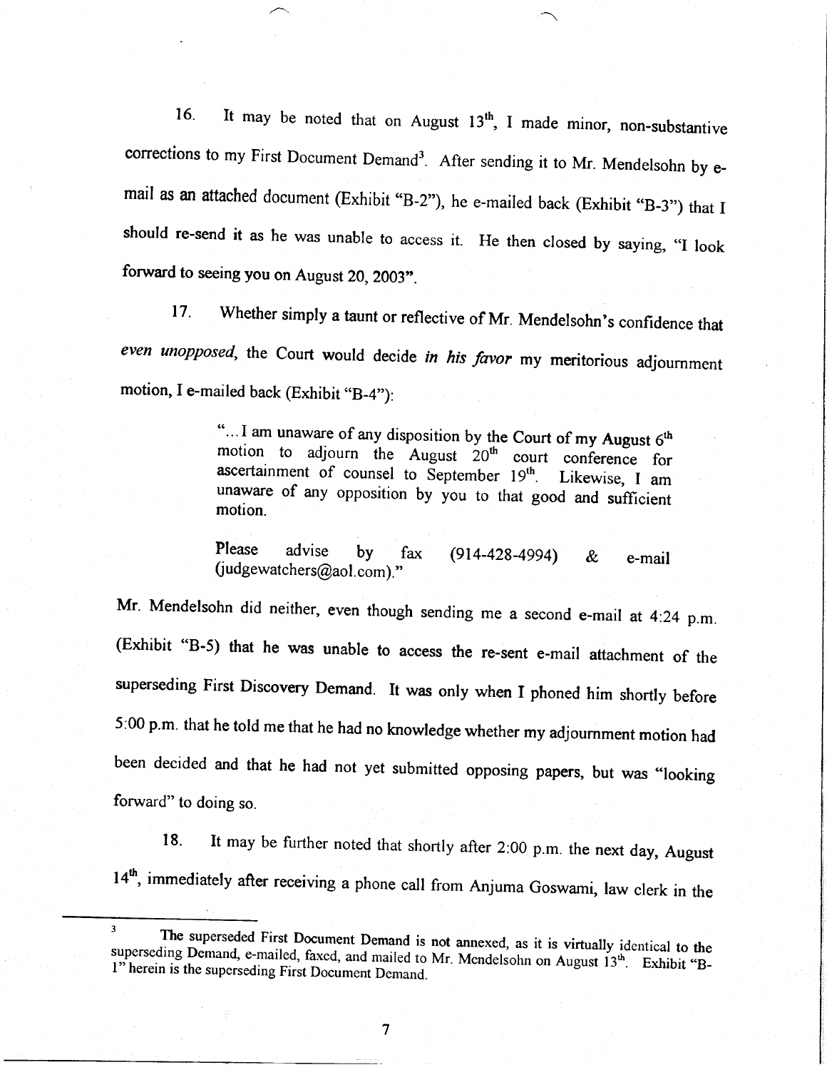16. It may be noted that on August 13th, I made minor, non-substantive corrections to my First Document Demand[3]. After sending it to Mr. Mendelsohn by e-mail as an attached document (Exhibit "B-2"), he e-mailed back (Exhibit "B-3") that I should re-send it as he was unable to access it. He then closed by saying, "I look forward to seeing you on August 20, 2003".

17. Whether simply a taunt or reflective of Mr. Mendelsohn's confidence that *even unopposed*, the Court would decide *in his favor* my meritorious adjournment motion, I e-mailed back (Exhibit "B-4"):

> "...I am unaware of any disposition by the Court of my August 6th motion to adjourn the August 20th court conference for ascertainment of counsel to September 19th. Likewise, I am unaware of any opposition by you to that good and sufficient motion.
>
> Please advise by fax (914-428-4994) & e-mail (judgewatchers@aol.com)."

Mr. Mendelsohn did neither, even though sending me a second e-mail at 4:24 p.m. (Exhibit "B-5) that he was unable to access the re-sent e-mail attachment of the superseding First Discovery Demand. It was only when I phoned him shortly before 5:00 p.m. that he told me that he had no knowledge whether my adjournment motion had been decided and that he had not yet submitted opposing papers, but was "looking forward" to doing so.

18. It may be further noted that shortly after 2:00 p.m. the next day, August 14th, immediately after receiving a phone call from Anjuma Goswami, law clerk in the

---

[3] The superseded First Document Demand is not annexed, as it is virtually identical to the superseding Demand, e-mailed, faxed, and mailed to Mr. Mendelsohn on August 13th. Exhibit "B-1" herein is the superseding First Document Demand.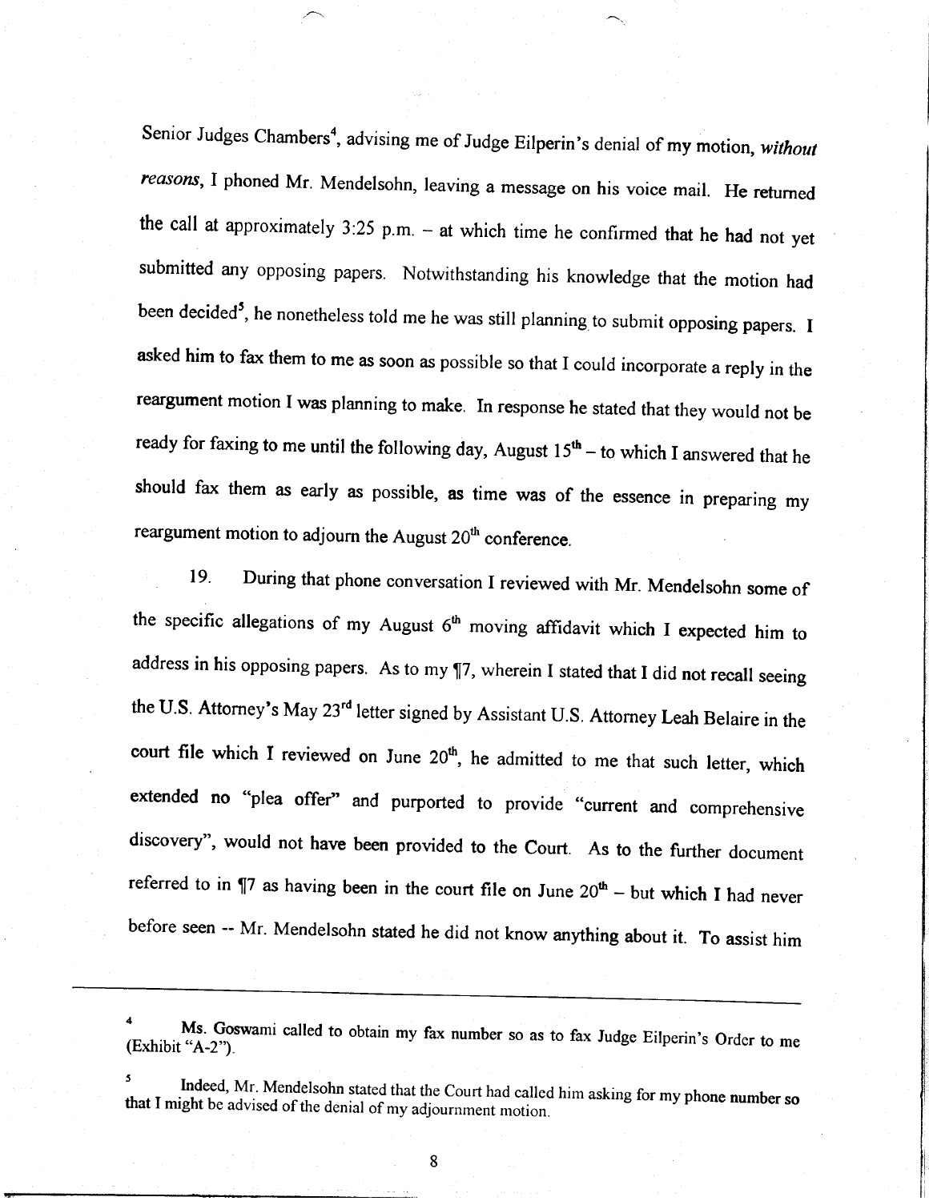Senior Judges Chambers[4], advising me of Judge Eilperin's denial of my motion, *without reasons*, I phoned Mr. Mendelsohn, leaving a message on his voice mail. He returned the call at approximately 3:25 p.m. – at which time he confirmed that he had not yet submitted any opposing papers. Notwithstanding his knowledge that the motion had been decided[5], he nonetheless told me he was still planning to submit opposing papers. I asked him to fax them to me as soon as possible so that I could incorporate a reply in the reargument motion I was planning to make. In response he stated that they would not be ready for faxing to me until the following day, August 15th – to which I answered that he should fax them as early as possible, as time was of the essence in preparing my reargument motion to adjourn the August 20th conference.

19. During that phone conversation I reviewed with Mr. Mendelsohn some of the specific allegations of my August 6th moving affidavit which I expected him to address in his opposing papers. As to my ¶7, wherein I stated that I did not recall seeing the U.S. Attorney's May 23rd letter signed by Assistant U.S. Attorney Leah Belaire in the court file which I reviewed on June 20th, he admitted to me that such letter, which extended no "plea offer" and purported to provide "current and comprehensive discovery", would not have been provided to the Court. As to the further document referred to in ¶7 as having been in the court file on June 20th – but which I had never before seen -- Mr. Mendelsohn stated he did not know anything about it. To assist him

---

[4] Ms. Goswami called to obtain my fax number so as to fax Judge Eilperin's Order to me (Exhibit "A-2").

[5] Indeed, Mr. Mendelsohn stated that the Court had called him asking for my phone number so that I might be advised of the denial of my adjournment motion.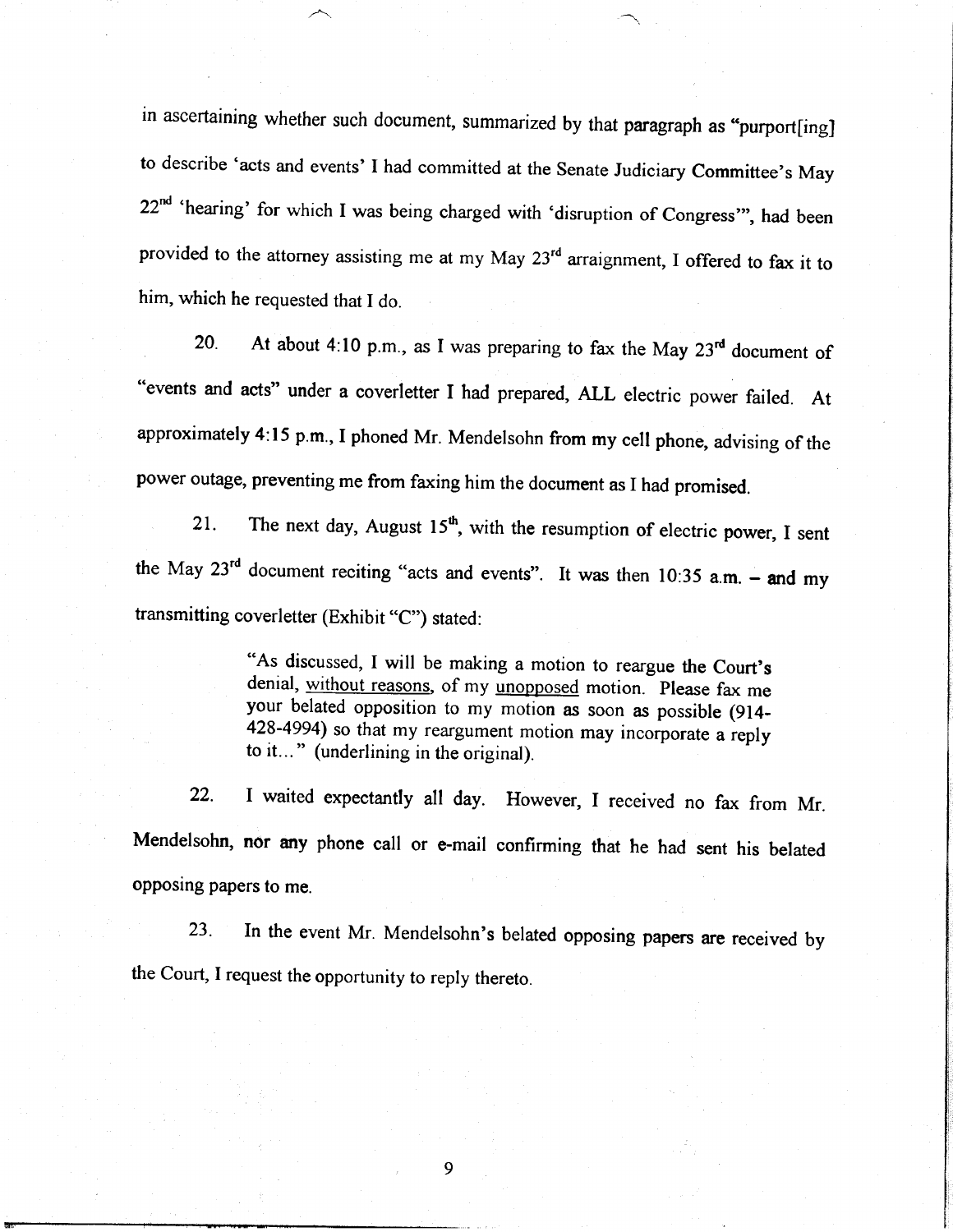in ascertaining whether such document, summarized by that paragraph as "purport[ing] to describe 'acts and events' I had committed at the Senate Judiciary Committee's May 22nd 'hearing' for which I was being charged with 'disruption of Congress'", had been provided to the attorney assisting me at my May 23rd arraignment, I offered to fax it to him, which he requested that I do.

20. At about 4:10 p.m., as I was preparing to fax the May 23rd document of "events and acts" under a coverletter I had prepared, ALL electric power failed. At approximately 4:15 p.m., I phoned Mr. Mendelsohn from my cell phone, advising of the power outage, preventing me from faxing him the document as I had promised.

21. The next day, August 15th, with the resumption of electric power, I sent the May 23rd document reciting "acts and events". It was then 10:35 a.m. – and my transmitting coverletter (Exhibit "C") stated:

> "As discussed, I will be making a motion to reargue the Court's denial, <u>without reasons</u>, of my <u>unopposed</u> motion. Please fax me your belated opposition to my motion as soon as possible (914-428-4994) so that my reargument motion may incorporate a reply to it..." (underlining in the original).

22. I waited expectantly all day. However, I received no fax from Mr. Mendelsohn, nor any phone call or e-mail confirming that he had sent his belated opposing papers to me.

23. In the event Mr. Mendelsohn's belated opposing papers are received by the Court, I request the opportunity to reply thereto.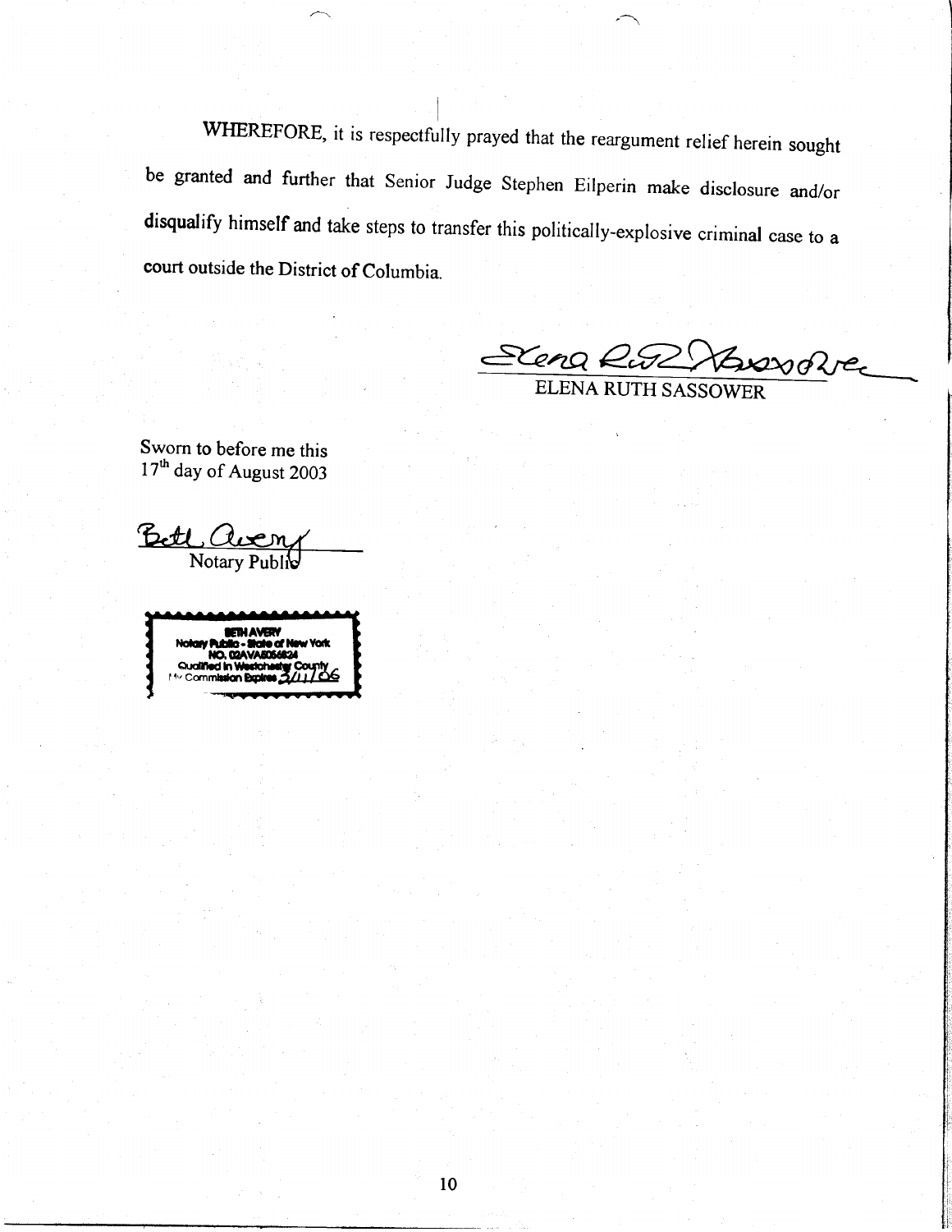WHEREFORE, it is respectfully prayed that the reargument relief herein sought be granted and further that Senior Judge Stephen Eilperin make disclosure and/or disqualify himself and take steps to transfer this politically-explosive criminal case to a court outside the District of Columbia.

Elena Ruth Sassower
ELENA RUTH SASSOWER

Sworn to before me this
17th day of August 2003

Beth Avery
Notary Public

BETH AVERY
Notary Public - State of New York
NO. 02AVA6054624
Qualified in Westchester County
My Commission Expires 3/11/06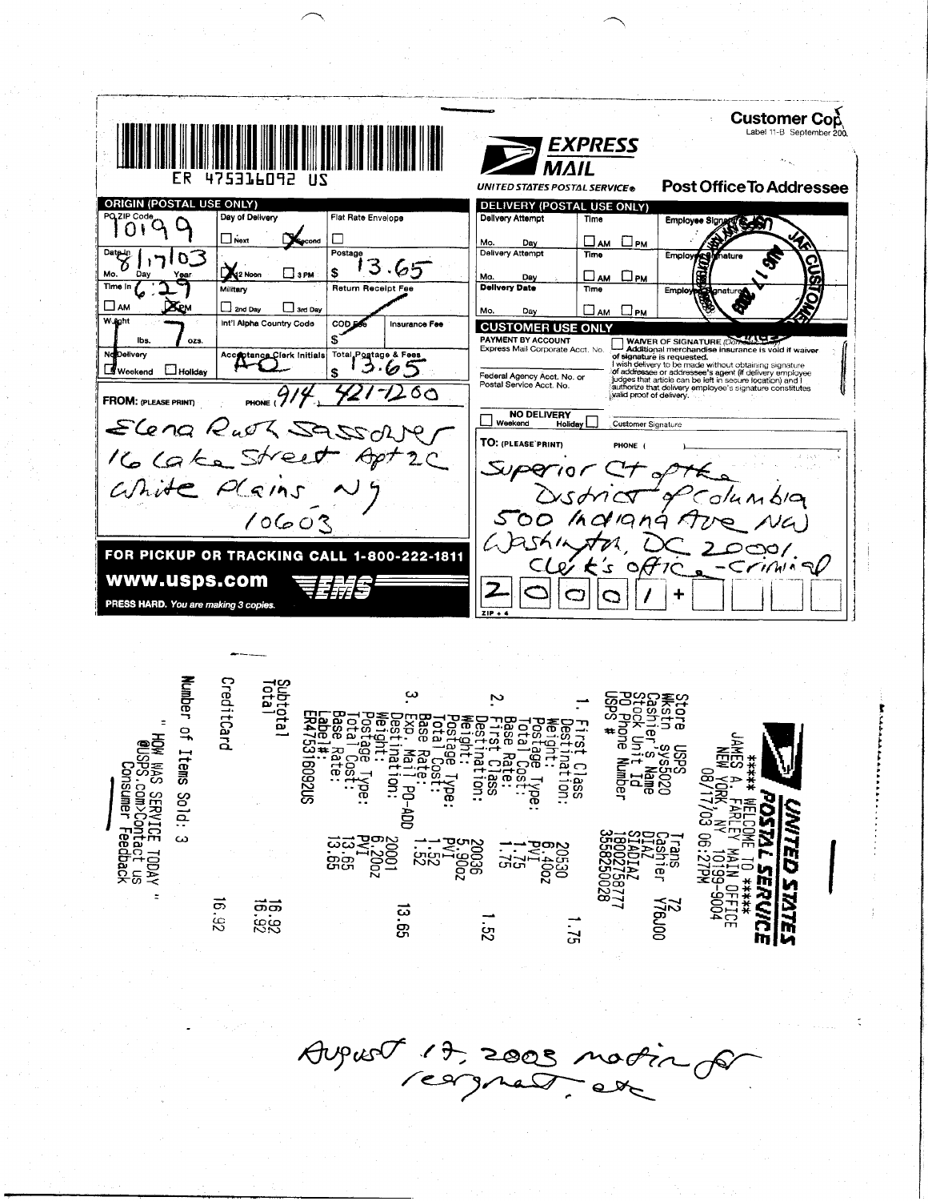**Customer Copy**
Label 11-B September 200_

ER 475316092 US

**EXPRESS MAIL**
UNITED STATES POSTAL SERVICE®

**Post Office To Addressee**

## ORIGIN (POSTAL USE ONLY)

| | | | |
|---|---|---|---|
| PO ZIP Code: 10199 | Day of Delivery: ☐ Next ☒ Second | Flat Rate Envelope ☐ | |
| Date In: 8/17/03 (Mo. Day Year) | ☒ 12 Noon ☐ 3 PM | Postage: $ 13.65 | |
| Time In: 6:29 ☐ AM ☒ PM | Military ☐ 2nd Day ☐ 3rd Day | Return Receipt Fee | |
| Weight: 7 ozs. | Int'l Alpha Country Code | COD Fee $ | Insurance Fee |
| No Delivery ☒ Weekend ☐ Holiday | Acceptance Clerk Initials: AO | Total Postage & Fees: $ 13.65 | |

## DELIVERY (POSTAL USE ONLY)

| | | |
|---|---|---|
| Delivery Attempt Mo. Day | Time ☐ AM ☐ PM | Employee Signature |
| Delivery Attempt Mo. Day | Time ☐ AM ☐ PM | Employee Signature |
| Delivery Date Mo. Day | Time ☐ AM ☐ PM | Employee Signature |

(Stamp: JAF ... CUSTOMER ... AUG 17 2003)

## CUSTOMER USE ONLY

PAYMENT BY ACCOUNT
Express Mail Corporate Acct. No.

Federal Agency Acct. No. or Postal Service Acct. No.

☐ WAIVER OF SIGNATURE (Domestic Only)
Additional merchandise insurance is void if waiver of signature is requested.
I wish delivery to be made without obtaining signature of addressee or addressee's agent (if delivery employee judges that article can be left in secure location) and I authorize that delivery employee's signature constitutes valid proof of delivery.

NO DELIVERY ☐ Weekend ☐ Holiday

Customer Signature

**FROM:** (PLEASE PRINT) PHONE (914) 421-1200

Elena Ruth Sassower
16 Lake Street Apt 2C
White Plains NY
10603

**TO:** (PLEASE PRINT) PHONE ( )

Superior Ct of the
District of Columbia
500 Indiana Ave NW
Washington, DC 20001
Clerk's Office - Criminal

ZIP + 4: 2 0 0 0 1 +

**FOR PICKUP OR TRACKING CALL 1-800-222-1811**
**www.usps.com** EMS
PRESS HARD. You are making 3 copies.

---

**UNITED STATES POSTAL SERVICE**

**** WELCOME TO ****
JAMES A. FARLEY MAIN OFFICE
NEW YORK, NY 10199-9004
08/17/03 06:27PM

Store USPS Trans 72
Wkstn sys5020 Cashier V76J00
Cashier's Name DIAZ
Stock Unit Id STADIAZ
PO Phone Number 18002758777
USPS # 3558250028

1. First Class 1.75
   Destination: 20530
   Weight: 6.40oz
   Postage Type: PVI
   Total Cost: 1.75
   Base Rate: 1.75
2. First Class 1.52
   Destination: 20036
   Weight: 5.90oz
   Postage Type: PVI
   Total Cost: 1.52
   Base Rate: 1.52
3. Exp. Mail PO-ADD 13.65
   Destination: 20001
   Weight: 6.20oz
   Postage Type: PVI
   Total Cost: 13.65
   Base Rate: 13.65
   Label#: ER475316092US

Subtotal 16.92
Total 16.92

CreditCard 16.92

Number of Items Sold: 3

" HOW WAS SERVICE TODAY "
@USPS.com>Contact us
Consumer Feedback

August 17, 2003 motion for reargument, etc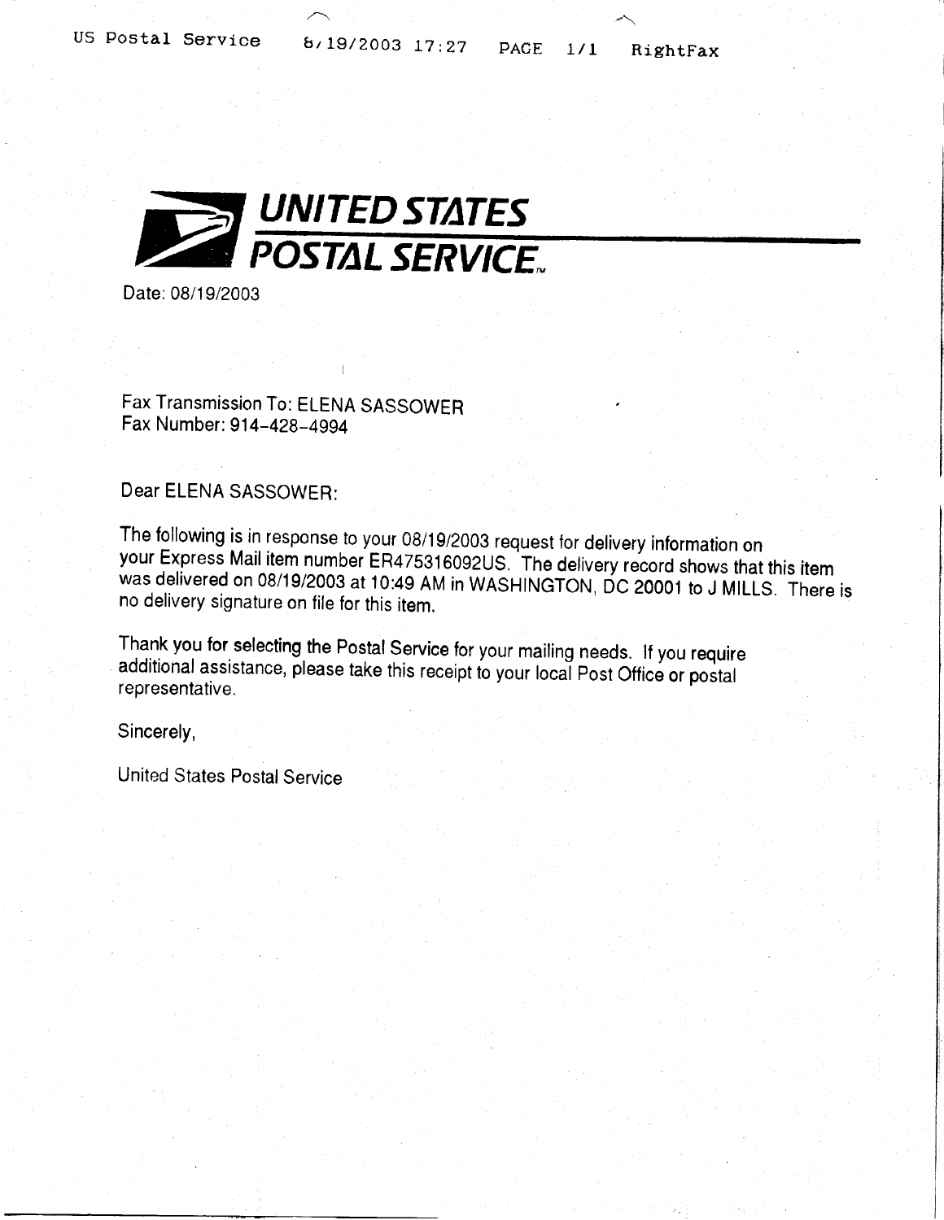US Postal Service 8/19/2003 17:27 PAGE 1/1 RightFax

# UNITED STATES POSTAL SERVICE™

Date: 08/19/2003

Fax Transmission To: ELENA SASSOWER
Fax Number: 914-428-4994

Dear ELENA SASSOWER:

The following is in response to your 08/19/2003 request for delivery information on your Express Mail item number ER475316092US. The delivery record shows that this item was delivered on 08/19/2003 at 10:49 AM in WASHINGTON, DC 20001 to J MILLS. There is no delivery signature on file for this item.

Thank you for selecting the Postal Service for your mailing needs. If you require additional assistance, please take this receipt to your local Post Office or postal representative.

Sincerely,

United States Postal Service